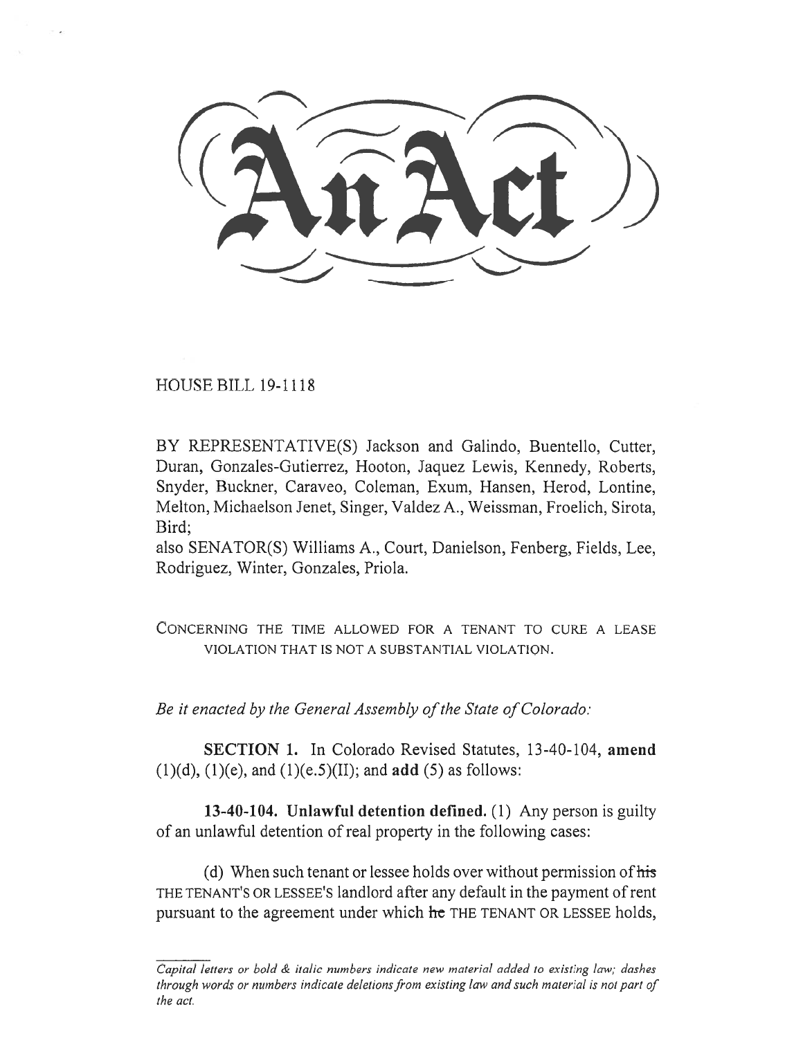# An Act

HOUSE BILL 19-1118

BY REPRESENTATIVE(S) Jackson and Galindo, Buentello, Cutter, Duran, Gonzales-Gutierrez, Hooton, Jaquez Lewis, Kennedy, Roberts, Snyder, Buckner, Caraveo, Coleman, Exum, Hansen, Herod, Lontine, Melton, Michaelson Jenet, Singer, Valdez A., Weissman, Froelich, Sirota, Bird;
also SENATOR(S) Williams A., Court, Danielson, Fenberg, Fields, Lee, Rodriguez, Winter, Gonzales, Priola.

CONCERNING THE TIME ALLOWED FOR A TENANT TO CURE A LEASE VIOLATION THAT IS NOT A SUBSTANTIAL VIOLATION.

*Be it enacted by the General Assembly of the State of Colorado:*

**SECTION 1.** In Colorado Revised Statutes, 13-40-104, **amend** (1)(d), (1)(e), and (1)(e.5)(II); and **add** (5) as follows:

**13-40-104. Unlawful detention defined.** (1) Any person is guilty of an unlawful detention of real property in the following cases:

(d) When such tenant or lessee holds over without permission of ~~his~~ THE TENANT'S OR LESSEE'S landlord after any default in the payment of rent pursuant to the agreement under which ~~he~~ THE TENANT OR LESSEE holds,

*Capital letters or bold & italic numbers indicate new material added to existing law; dashes through words or numbers indicate deletions from existing law and such material is not part of the act.*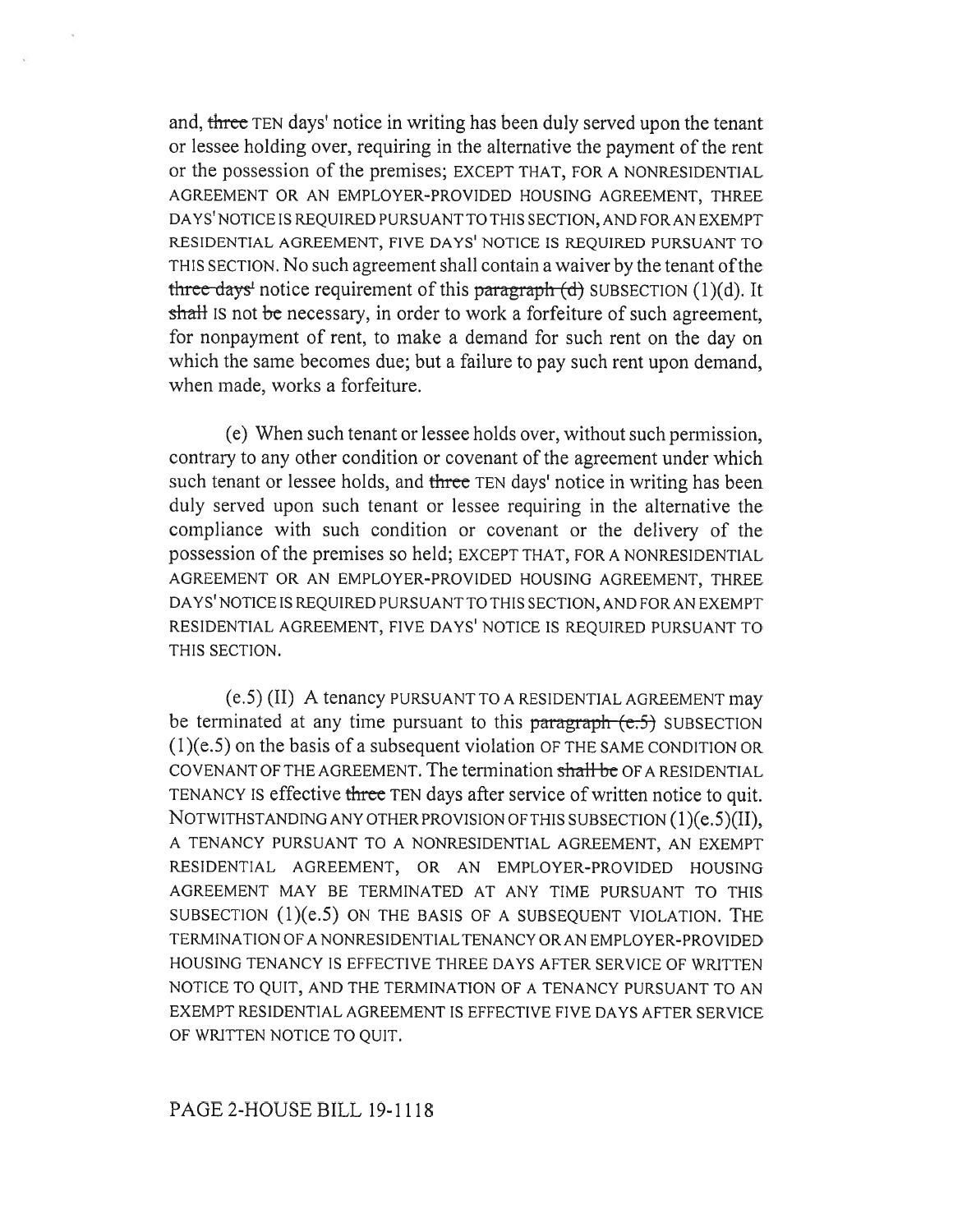and, ~~three~~ TEN days' notice in writing has been duly served upon the tenant or lessee holding over, requiring in the alternative the payment of the rent or the possession of the premises; EXCEPT THAT, FOR A NONRESIDENTIAL AGREEMENT OR AN EMPLOYER-PROVIDED HOUSING AGREEMENT, THREE DAYS' NOTICE IS REQUIRED PURSUANT TO THIS SECTION, AND FOR AN EXEMPT RESIDENTIAL AGREEMENT, FIVE DAYS' NOTICE IS REQUIRED PURSUANT TO THIS SECTION. No such agreement shall contain a waiver by the tenant of the ~~three days'~~ notice requirement of this ~~paragraph (d)~~ SUBSECTION (1)(d). It ~~shall~~ IS not ~~be~~ necessary, in order to work a forfeiture of such agreement, for nonpayment of rent, to make a demand for such rent on the day on which the same becomes due; but a failure to pay such rent upon demand, when made, works a forfeiture.

(e) When such tenant or lessee holds over, without such permission, contrary to any other condition or covenant of the agreement under which such tenant or lessee holds, and ~~three~~ TEN days' notice in writing has been duly served upon such tenant or lessee requiring in the alternative the compliance with such condition or covenant or the delivery of the possession of the premises so held; EXCEPT THAT, FOR A NONRESIDENTIAL AGREEMENT OR AN EMPLOYER-PROVIDED HOUSING AGREEMENT, THREE DAYS' NOTICE IS REQUIRED PURSUANT TO THIS SECTION, AND FOR AN EXEMPT RESIDENTIAL AGREEMENT, FIVE DAYS' NOTICE IS REQUIRED PURSUANT TO THIS SECTION.

(e.5) (II) A tenancy PURSUANT TO A RESIDENTIAL AGREEMENT may be terminated at any time pursuant to this ~~paragraph (e.5)~~ SUBSECTION (1)(e.5) on the basis of a subsequent violation OF THE SAME CONDITION OR COVENANT OF THE AGREEMENT. The termination ~~shall be~~ OF A RESIDENTIAL TENANCY IS effective ~~three~~ TEN days after service of written notice to quit. NOTWITHSTANDING ANY OTHER PROVISION OF THIS SUBSECTION (1)(e.5)(II), A TENANCY PURSUANT TO A NONRESIDENTIAL AGREEMENT, AN EXEMPT RESIDENTIAL AGREEMENT, OR AN EMPLOYER-PROVIDED HOUSING AGREEMENT MAY BE TERMINATED AT ANY TIME PURSUANT TO THIS SUBSECTION (1)(e.5) ON THE BASIS OF A SUBSEQUENT VIOLATION. THE TERMINATION OF A NONRESIDENTIAL TENANCY OR AN EMPLOYER-PROVIDED HOUSING TENANCY IS EFFECTIVE THREE DAYS AFTER SERVICE OF WRITTEN NOTICE TO QUIT, AND THE TERMINATION OF A TENANCY PURSUANT TO AN EXEMPT RESIDENTIAL AGREEMENT IS EFFECTIVE FIVE DAYS AFTER SERVICE OF WRITTEN NOTICE TO QUIT.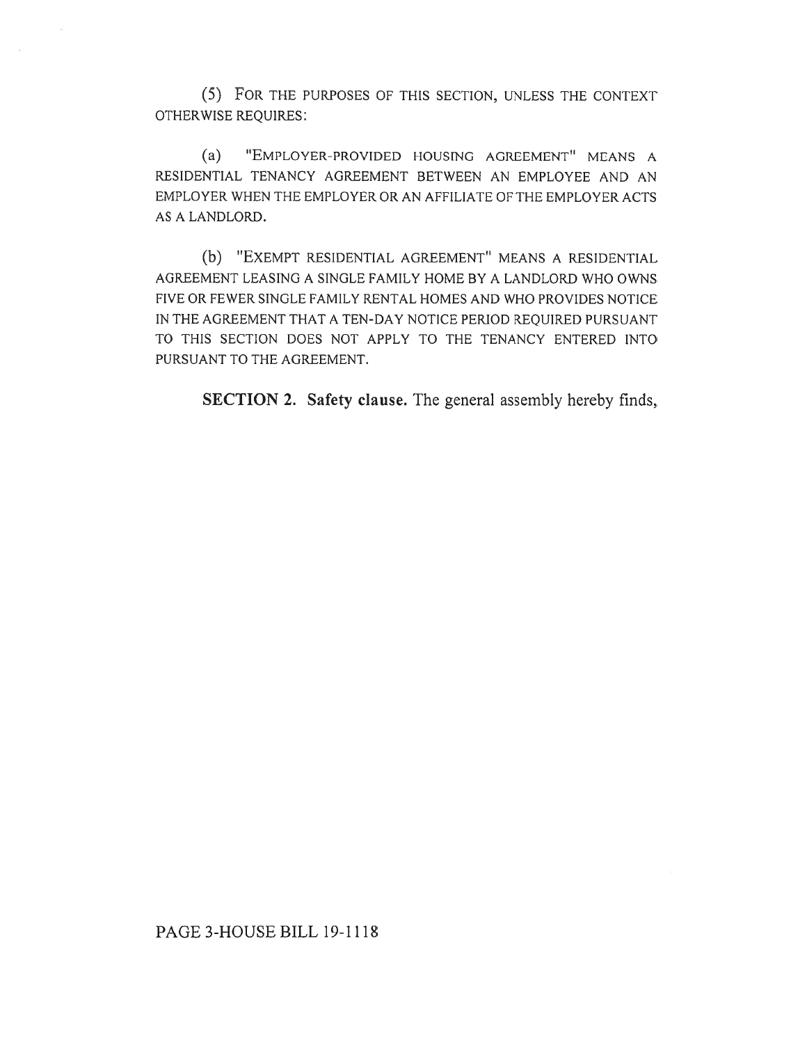(5) FOR THE PURPOSES OF THIS SECTION, UNLESS THE CONTEXT OTHERWISE REQUIRES:

(a) "EMPLOYER-PROVIDED HOUSING AGREEMENT" MEANS A RESIDENTIAL TENANCY AGREEMENT BETWEEN AN EMPLOYEE AND AN EMPLOYER WHEN THE EMPLOYER OR AN AFFILIATE OF THE EMPLOYER ACTS AS A LANDLORD.

(b) "EXEMPT RESIDENTIAL AGREEMENT" MEANS A RESIDENTIAL AGREEMENT LEASING A SINGLE FAMILY HOME BY A LANDLORD WHO OWNS FIVE OR FEWER SINGLE FAMILY RENTAL HOMES AND WHO PROVIDES NOTICE IN THE AGREEMENT THAT A TEN-DAY NOTICE PERIOD REQUIRED PURSUANT TO THIS SECTION DOES NOT APPLY TO THE TENANCY ENTERED INTO PURSUANT TO THE AGREEMENT.

**SECTION 2. Safety clause.** The general assembly hereby finds,

PAGE 3-HOUSE BILL 19-1118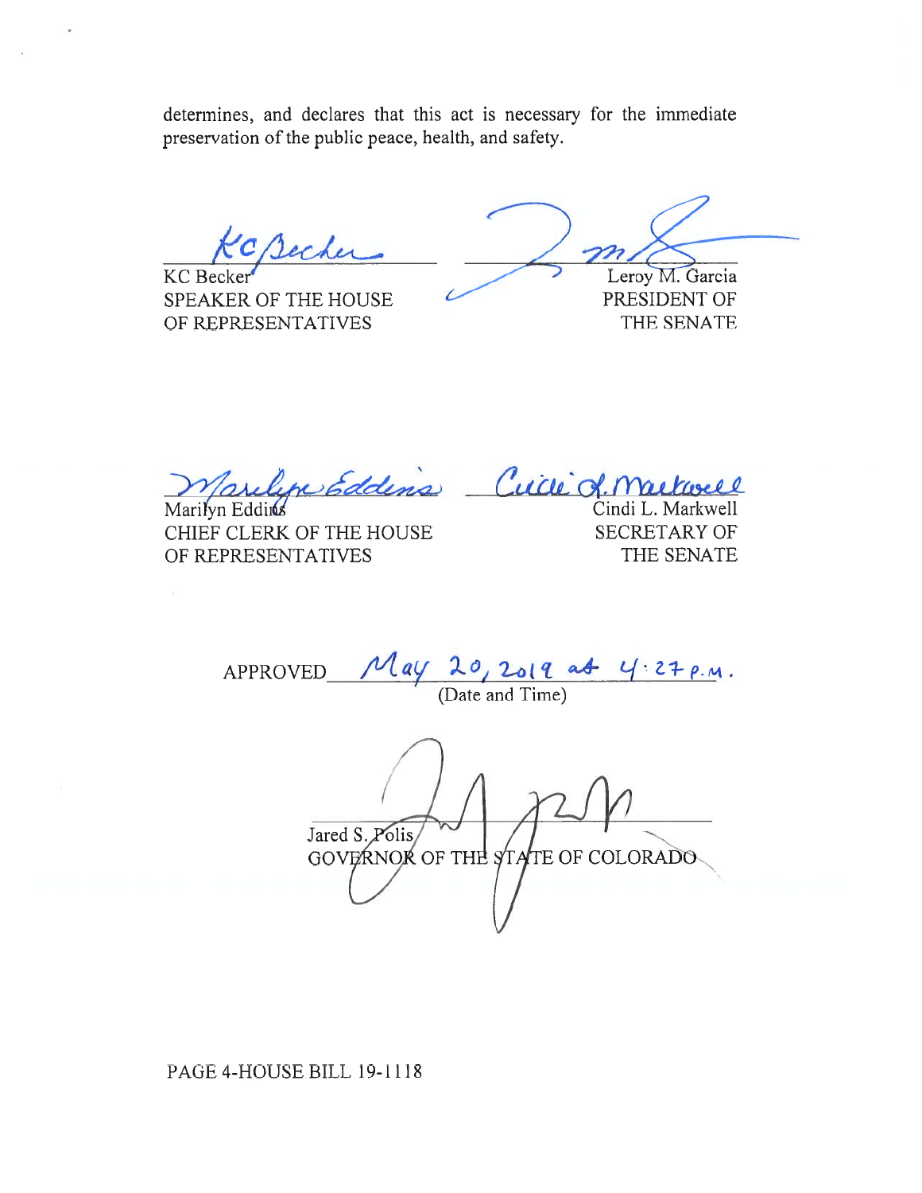determines, and declares that this act is necessary for the immediate preservation of the public peace, health, and safety.

KC Becker
SPEAKER OF THE HOUSE
OF REPRESENTATIVES

Leroy M. Garcia
PRESIDENT OF
THE SENATE

Marilyn Eddins
CHIEF CLERK OF THE HOUSE
OF REPRESENTATIVES

Cindi L. Markwell
SECRETARY OF
THE SENATE

APPROVED May 20, 2019 at 4:27 p.m.
(Date and Time)

Jared S. Polis
GOVERNOR OF THE STATE OF COLORADO

PAGE 4-HOUSE BILL 19-1118